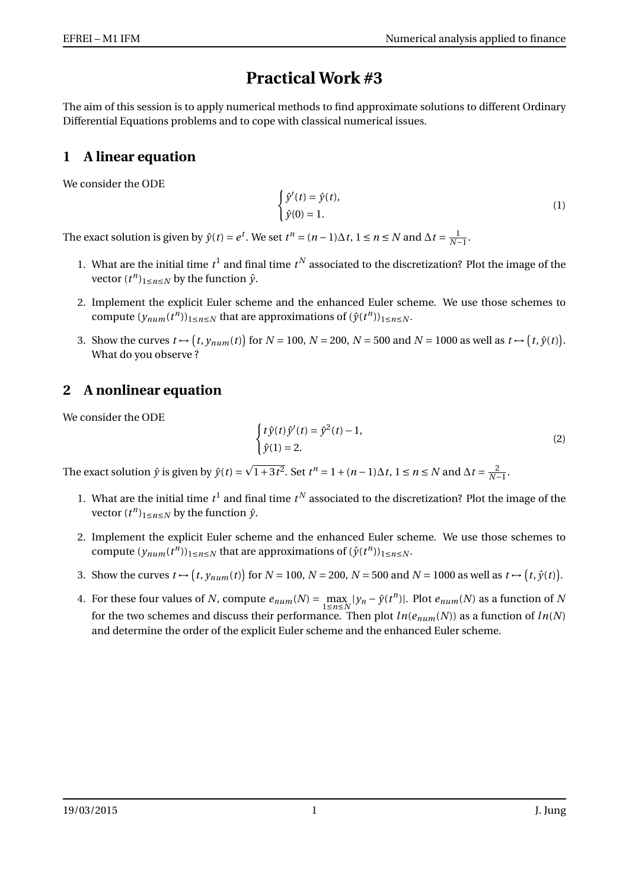# Practical Work #3

The aim of this session is to apply numerical methods to find approximate solutions to different Ordinary Differential Equations problems and to cope with classical numerical issues.

## 1 A linear equation

We consider the ODE

$$\begin{cases} \hat{y}'(t) = \hat{y}(t), \\ \hat{y}(0) = 1. \end{cases} \tag{1}$$

The exact solution is given by $\hat{y}(t) = e^t$. We set $t^n = (n-1)\Delta t$, $1 \le n \le N$ and $\Delta t = \frac{1}{N-1}$.

1. What are the initial time $t^1$ and final time $t^N$ associated to the discretization? Plot the image of the vector $(t^n)_{1 \le n \le N}$ by the function $\hat{y}$.
2. Implement the explicit Euler scheme and the enhanced Euler scheme. We use those schemes to compute $(y_{num}(t^n))_{1 \le n \le N}$ that are approximations of $(\hat{y}(t^n))_{1 \le n \le N}$.
3. Show the curves $t \mapsto (t, y_{num}(t))$ for $N = 100$, $N = 200$, $N = 500$ and $N = 1000$ as well as $t \mapsto (t, \hat{y}(t))$. What do you observe ?

## 2 A nonlinear equation

We consider the ODE

$$\begin{cases} t\hat{y}(t)\hat{y}'(t) = \hat{y}^2(t) - 1, \\ \hat{y}(1) = 2. \end{cases} \tag{2}$$

The exact solution $\hat{y}$ is given by $\hat{y}(t) = \sqrt{1 + 3t^2}$. Set $t^n = 1 + (n-1)\Delta t$, $1 \le n \le N$ and $\Delta t = \frac{2}{N-1}$.

1. What are the initial time $t^1$ and final time $t^N$ associated to the discretization? Plot the image of the vector $(t^n)_{1 \le n \le N}$ by the function $\hat{y}$.
2. Implement the explicit Euler scheme and the enhanced Euler scheme. We use those schemes to compute $(y_{num}(t^n))_{1 \le n \le N}$ that are approximations of $(\hat{y}(t^n))_{1 \le n \le N}$.
3. Show the curves $t \mapsto (t, y_{num}(t))$ for $N = 100$, $N = 200$, $N = 500$ and $N = 1000$ as well as $t \mapsto (t, \hat{y}(t))$.
4. For these four values of $N$, compute $e_{num}(N) = \max_{1 \le n \le N} |y_n - \hat{y}(t^n)|$. Plot $e_{num}(N)$ as a function of $N$ for the two schemes and discuss their performance. Then plot $ln(e_{num}(N))$ as a function of $ln(N)$ and determine the order of the explicit Euler scheme and the enhanced Euler scheme.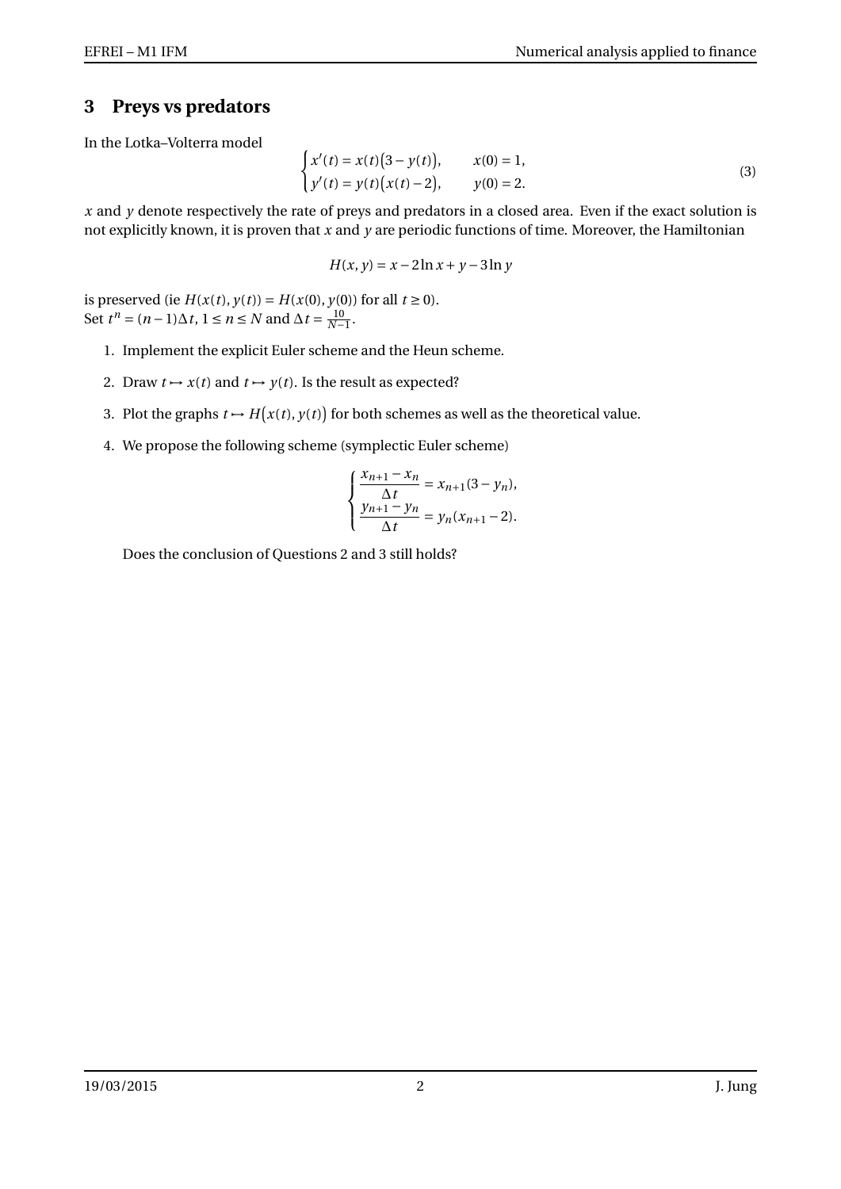## 3 Preys vs predators

In the Lotka–Volterra model

$$
\begin{cases} x'(t) = x(t)\big(3 - y(t)\big), & x(0) = 1, \\ y'(t) = y(t)\big(x(t) - 2\big), & y(0) = 2. \end{cases} \tag{3}
$$

$x$ and $y$ denote respectively the rate of preys and predators in a closed area. Even if the exact solution is not explicitly known, it is proven that $x$ and $y$ are periodic functions of time. Moreover, the Hamiltonian

$$
H(x, y) = x - 2\ln x + y - 3\ln y
$$

is preserved (ie $H(x(t), y(t)) = H(x(0), y(0))$ for all $t \geq 0$).
Set $t^n = (n-1)\Delta t$, $1 \leq n \leq N$ and $\Delta t = \frac{10}{N-1}$.

1. Implement the explicit Euler scheme and the Heun scheme.
2. Draw $t \mapsto x(t)$ and $t \mapsto y(t)$. Is the result as expected?
3. Plot the graphs $t \mapsto H\big(x(t), y(t)\big)$ for both schemes as well as the theoretical value.
4. We propose the following scheme (symplectic Euler scheme)

$$
\begin{cases} \dfrac{x_{n+1} - x_n}{\Delta t} = x_{n+1}(3 - y_n), \\ \dfrac{y_{n+1} - y_n}{\Delta t} = y_n(x_{n+1} - 2). \end{cases}
$$

   Does the conclusion of Questions 2 and 3 still holds?